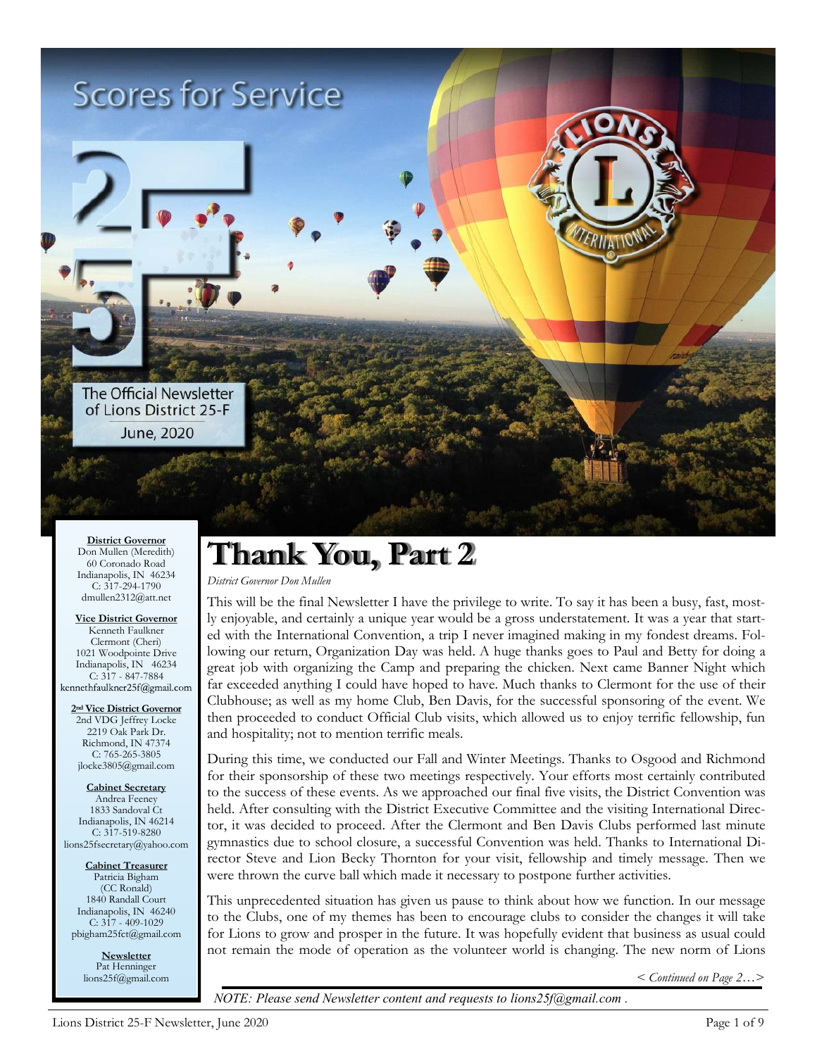# Scores for Service

The Official Newsletter of Lions District 25-F

June, 2020

**District Governor**
Don Mullen (Meredith)
60 Coronado Road
Indianapolis, IN 46234
C: 317-294-1790
dmullen2312@att.net

**Vice District Governor**
Kenneth Faulkner
Clermont (Cheri)
1021 Woodpointe Drive
Indianapolis, IN 46234
C: 317 - 847-7884
kennethfaulkner25f@gmail.com

**2nd Vice District Governor**
2nd VDG Jeffrey Locke
2219 Oak Park Dr.
Richmond, IN 47374
C: 765-265-3805
jlocke3805@gmail.com

**Cabinet Secretary**
Andrea Feeney
1833 Sandoval Ct
Indianapolis, IN 46214
C: 317-519-8280
lions25fsecretary@yahoo.com

**Cabinet Treasurer**
Patricia Bigham
(CC Ronald)
1840 Randall Court
Indianapolis, IN 46240
C: 317 - 409-1029
pbigham25fct@gmail.com

**Newsletter**
Pat Henninger
lions25f@gmail.com

## Thank You, Part 2

*District Governor Don Mullen*

This will be the final Newsletter I have the privilege to write. To say it has been a busy, fast, mostly enjoyable, and certainly a unique year would be a gross understatement. It was a year that started with the International Convention, a trip I never imagined making in my fondest dreams. Following our return, Organization Day was held. A huge thanks goes to Paul and Betty for doing a great job with organizing the Camp and preparing the chicken. Next came Banner Night which far exceeded anything I could have hoped to have. Much thanks to Clermont for the use of their Clubhouse; as well as my home Club, Ben Davis, for the successful sponsoring of the event. We then proceeded to conduct Official Club visits, which allowed us to enjoy terrific fellowship, fun and hospitality; not to mention terrific meals.

During this time, we conducted our Fall and Winter Meetings. Thanks to Osgood and Richmond for their sponsorship of these two meetings respectively. Your efforts most certainly contributed to the success of these events. As we approached our final five visits, the District Convention was held. After consulting with the District Executive Committee and the visiting International Director, it was decided to proceed. After the Clermont and Ben Davis Clubs performed last minute gymnastics due to school closure, a successful Convention was held. Thanks to International Director Steve and Lion Becky Thornton for your visit, fellowship and timely message. Then we were thrown the curve ball which made it necessary to postpone further activities.

This unprecedented situation has given us pause to think about how we function. In our message to the Clubs, one of my themes has been to encourage clubs to consider the changes it will take for Lions to grow and prosper in the future. It was hopefully evident that business as usual could not remain the mode of operation as the volunteer world is changing. The new norm of Lions

*< Continued on Page 2…>*

*NOTE: Please send Newsletter content and requests to lions25f@gmail.com .*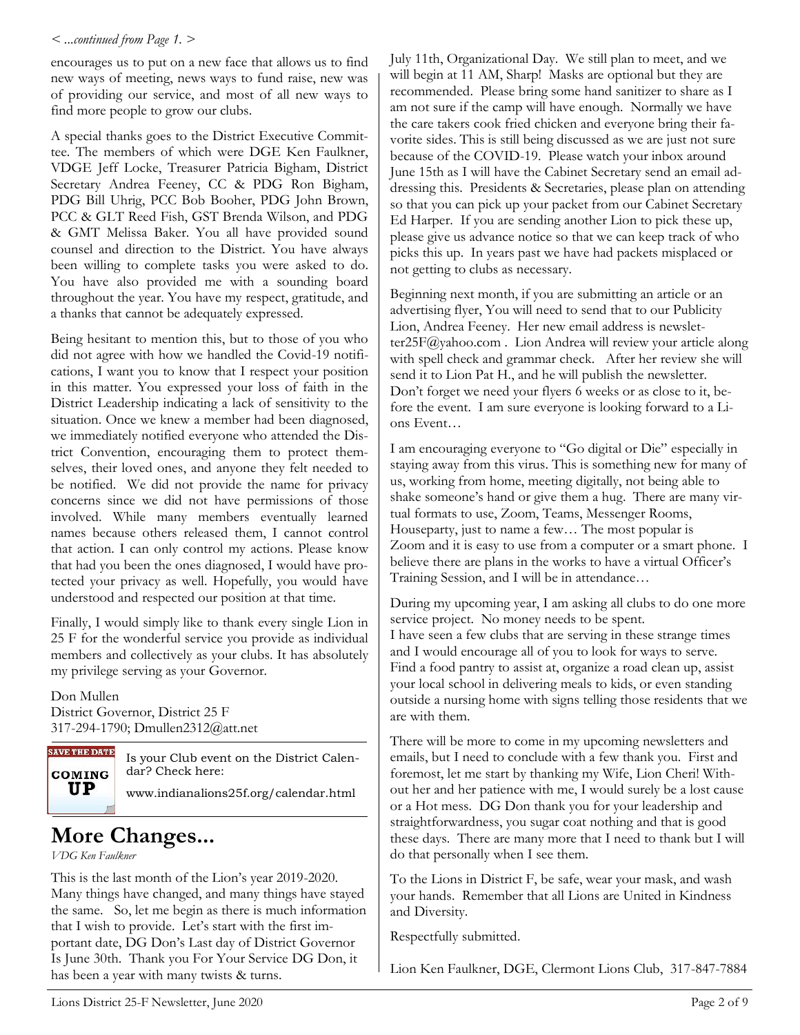*< ...continued from Page 1. >*

encourages us to put on a new face that allows us to find new ways of meeting, news ways to fund raise, new was of providing our service, and most of all new ways to find more people to grow our clubs.

A special thanks goes to the District Executive Committee. The members of which were DGE Ken Faulkner, VDGE Jeff Locke, Treasurer Patricia Bigham, District Secretary Andrea Feeney, CC & PDG Ron Bigham, PDG Bill Uhrig, PCC Bob Booher, PDG John Brown, PCC & GLT Reed Fish, GST Brenda Wilson, and PDG & GMT Melissa Baker. You all have provided sound counsel and direction to the District. You have always been willing to complete tasks you were asked to do. You have also provided me with a sounding board throughout the year. You have my respect, gratitude, and a thanks that cannot be adequately expressed.

Being hesitant to mention this, but to those of you who did not agree with how we handled the Covid-19 notifications, I want you to know that I respect your position in this matter. You expressed your loss of faith in the District Leadership indicating a lack of sensitivity to the situation. Once we knew a member had been diagnosed, we immediately notified everyone who attended the District Convention, encouraging them to protect themselves, their loved ones, and anyone they felt needed to be notified. We did not provide the name for privacy concerns since we did not have permissions of those involved. While many members eventually learned names because others released them, I cannot control that action. I can only control my actions. Please know that had you been the ones diagnosed, I would have protected your privacy as well. Hopefully, you would have understood and respected our position at that time.

Finally, I would simply like to thank every single Lion in 25 F for the wonderful service you provide as individual members and collectively as your clubs. It has absolutely my privilege serving as your Governor.

Don Mullen
District Governor, District 25 F
317-294-1790; Dmullen2312@att.net

SAVE THE DATE
COMING UP

Is your Club event on the District Calendar? Check here:

www.indianalions25f.org/calendar.html

# More Changes...

*VDG Ken Faulkner*

This is the last month of the Lion's year 2019-2020. Many things have changed, and many things have stayed the same. So, let me begin as there is much information that I wish to provide. Let's start with the first important date, DG Don's Last day of District Governor Is June 30th. Thank you For Your Service DG Don, it has been a year with many twists & turns.

July 11th, Organizational Day. We still plan to meet, and we will begin at 11 AM, Sharp! Masks are optional but they are recommended. Please bring some hand sanitizer to share as I am not sure if the camp will have enough. Normally we have the care takers cook fried chicken and everyone bring their favorite sides. This is still being discussed as we are just not sure because of the COVID-19. Please watch your inbox around June 15th as I will have the Cabinet Secretary send an email addressing this. Presidents & Secretaries, please plan on attending so that you can pick up your packet from our Cabinet Secretary Ed Harper. If you are sending another Lion to pick these up, please give us advance notice so that we can keep track of who picks this up. In years past we have had packets misplaced or not getting to clubs as necessary.

Beginning next month, if you are submitting an article or an advertising flyer, You will need to send that to our Publicity Lion, Andrea Feeney. Her new email address is newsletter25F@yahoo.com . Lion Andrea will review your article along with spell check and grammar check. After her review she will send it to Lion Pat H., and he will publish the newsletter. Don't forget we need your flyers 6 weeks or as close to it, before the event. I am sure everyone is looking forward to a Lions Event…

I am encouraging everyone to "Go digital or Die" especially in staying away from this virus. This is something new for many of us, working from home, meeting digitally, not being able to shake someone's hand or give them a hug. There are many virtual formats to use, Zoom, Teams, Messenger Rooms, Houseparty, just to name a few… The most popular is Zoom and it is easy to use from a computer or a smart phone. I believe there are plans in the works to have a virtual Officer's Training Session, and I will be in attendance…

During my upcoming year, I am asking all clubs to do one more service project. No money needs to be spent.
I have seen a few clubs that are serving in these strange times and I would encourage all of you to look for ways to serve. Find a food pantry to assist at, organize a road clean up, assist your local school in delivering meals to kids, or even standing outside a nursing home with signs telling those residents that we are with them.

There will be more to come in my upcoming newsletters and emails, but I need to conclude with a few thank you. First and foremost, let me start by thanking my Wife, Lion Cheri! Without her and her patience with me, I would surely be a lost cause or a Hot mess. DG Don thank you for your leadership and straightforwardness, you sugar coat nothing and that is good these days. There are many more that I need to thank but I will do that personally when I see them.

To the Lions in District F, be safe, wear your mask, and wash your hands. Remember that all Lions are United in Kindness and Diversity.

Respectfully submitted.

Lion Ken Faulkner, DGE, Clermont Lions Club, 317-847-7884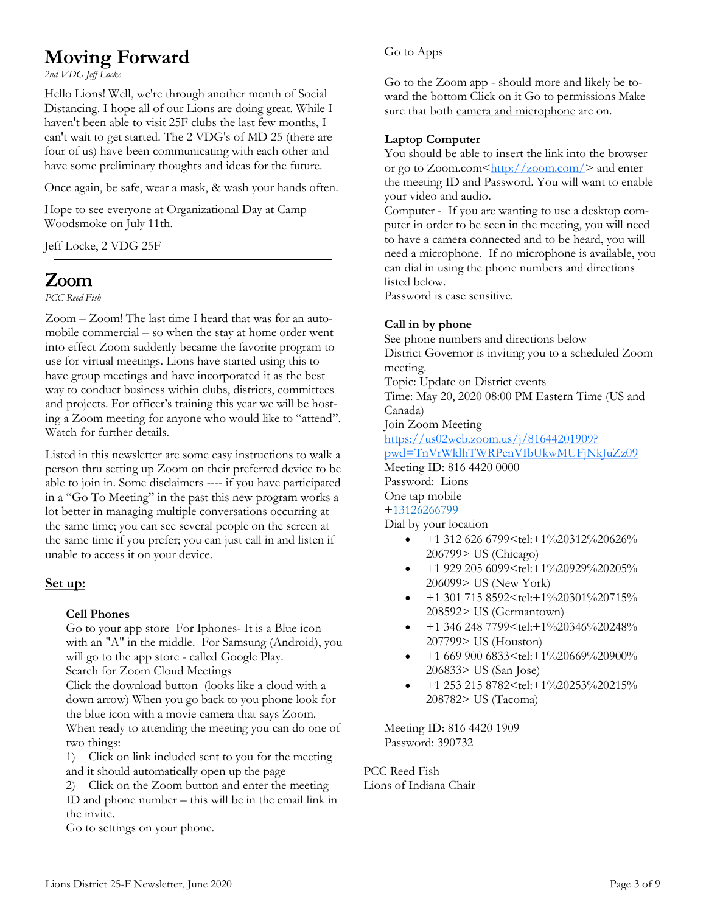# Moving Forward

*2nd VDG Jeff Locke*

Hello Lions! Well, we're through another month of Social Distancing. I hope all of our Lions are doing great. While I haven't been able to visit 25F clubs the last few months, I can't wait to get started. The 2 VDG's of MD 25 (there are four of us) have been communicating with each other and have some preliminary thoughts and ideas for the future.

Once again, be safe, wear a mask, & wash your hands often.

Hope to see everyone at Organizational Day at Camp Woodsmoke on July 11th.

Jeff Locke, 2 VDG 25F

---

# Zoom

*PCC Reed Fish*

Zoom – Zoom! The last time I heard that was for an automobile commercial – so when the stay at home order went into effect Zoom suddenly became the favorite program to use for virtual meetings. Lions have started using this to have group meetings and have incorporated it as the best way to conduct business within clubs, districts, committees and projects. For officer's training this year we will be hosting a Zoom meeting for anyone who would like to "attend". Watch for further details.

Listed in this newsletter are some easy instructions to walk a person thru setting up Zoom on their preferred device to be able to join in. Some disclaimers ---- if you have participated in a "Go To Meeting" in the past this new program works a lot better in managing multiple conversations occurring at the same time; you can see several people on the screen at the same time if you prefer; you can just call in and listen if unable to access it on your device.

## Set up:

**Cell Phones**

Go to your app store For Iphones- It is a Blue icon with an "A" in the middle. For Samsung (Android), you will go to the app store - called Google Play.
Search for Zoom Cloud Meetings
Click the download button (looks like a cloud with a down arrow) When you go back to you phone look for the blue icon with a movie camera that says Zoom.
When ready to attending the meeting you can do one of two things:
1) Click on link included sent to you for the meeting and it should automatically open up the page
2) Click on the Zoom button and enter the meeting ID and phone number – this will be in the email link in the invite.
Go to settings on your phone.
Go to Apps

Go to the Zoom app - should more and likely be toward the bottom Click on it Go to permissions Make sure that both camera and microphone are on.

**Laptop Computer**

You should be able to insert the link into the browser or go to Zoom.com<http://zoom.com/> and enter the meeting ID and Password. You will want to enable your video and audio.
Computer - If you are wanting to use a desktop computer in order to be seen in the meeting, you will need to have a camera connected and to be heard, you will need a microphone. If no microphone is available, you can dial in using the phone numbers and directions listed below.
Password is case sensitive.

**Call in by phone**

See phone numbers and directions below
District Governor is inviting you to a scheduled Zoom meeting.
Topic: Update on District events
Time: May 20, 2020 08:00 PM Eastern Time (US and Canada)
Join Zoom Meeting
https://us02web.zoom.us/j/81644201909?pwd=TnVrWldhTWRPenVIbUkwMUFjNkJuZz09
Meeting ID: 816 4420 0000
Password: Lions
One tap mobile
+13126266799
Dial by your location

- +1 312 626 6799<tel:+1%20312%20626%206799> US (Chicago)
- +1 929 205 6099<tel:+1%20929%20205%206099> US (New York)
- +1 301 715 8592<tel:+1%20301%20715%208592> US (Germantown)
- +1 346 248 7799<tel:+1%20346%20248%207799> US (Houston)
- +1 669 900 6833<tel:+1%20669%20900%206833> US (San Jose)
- +1 253 215 8782<tel:+1%20253%20215%208782> US (Tacoma)

Meeting ID: 816 4420 1909
Password: 390732

PCC Reed Fish
Lions of Indiana Chair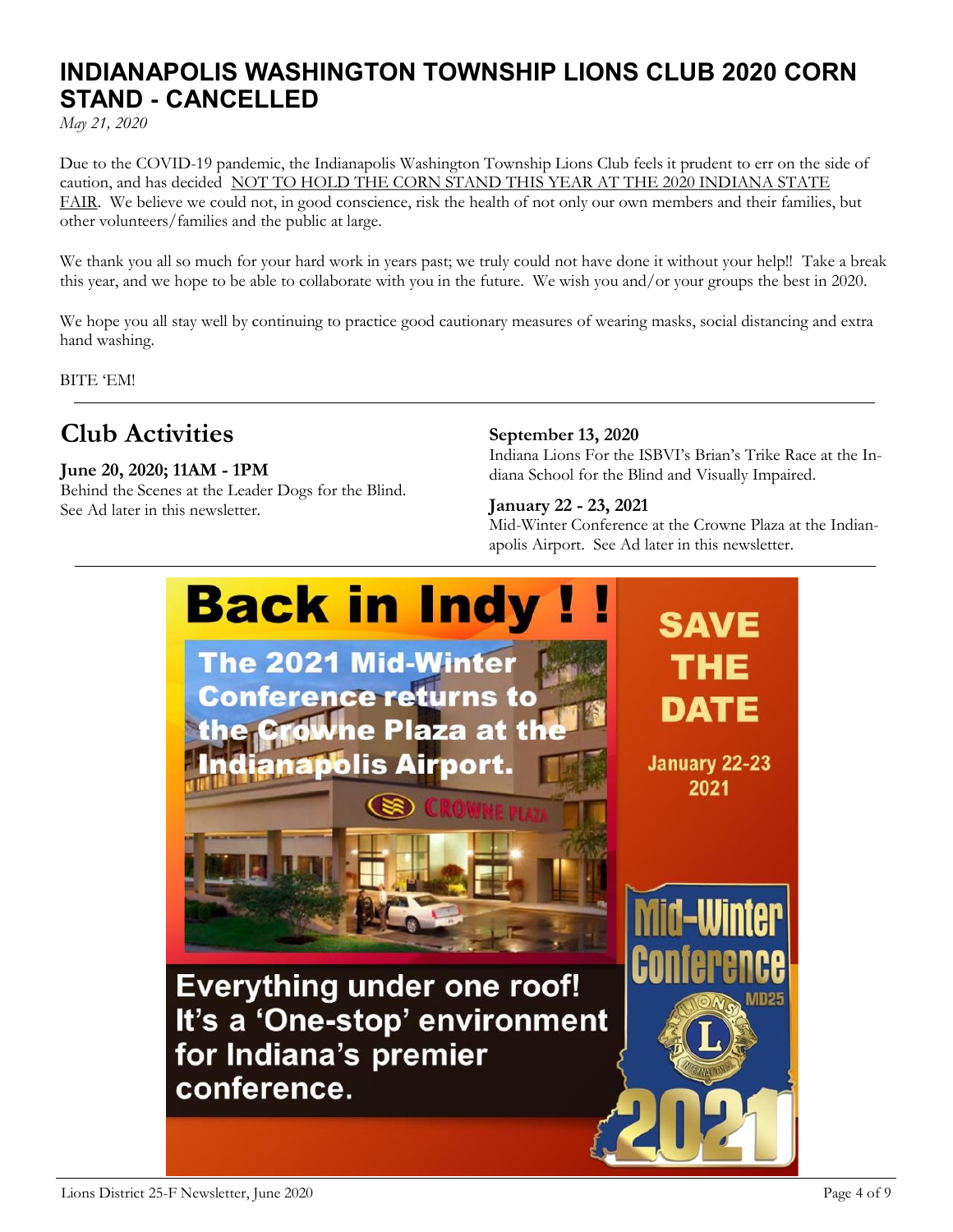# INDIANAPOLIS WASHINGTON TOWNSHIP LIONS CLUB 2020 CORN STAND - CANCELLED

*May 21, 2020*

Due to the COVID-19 pandemic, the Indianapolis Washington Township Lions Club feels it prudent to err on the side of caution, and has decided NOT TO HOLD THE CORN STAND THIS YEAR AT THE 2020 INDIANA STATE FAIR. We believe we could not, in good conscience, risk the health of not only our own members and their families, but other volunteers/families and the public at large.

We thank you all so much for your hard work in years past; we truly could not have done it without your help!! Take a break this year, and we hope to be able to collaborate with you in the future. We wish you and/or your groups the best in 2020.

We hope you all stay well by continuing to practice good cautionary measures of wearing masks, social distancing and extra hand washing.

BITE 'EM!

## Club Activities

**June 20, 2020; 11AM - 1PM**
Behind the Scenes at the Leader Dogs for the Blind. See Ad later in this newsletter.

**September 13, 2020**
Indiana Lions For the ISBVI's Brian's Trike Race at the Indiana School for the Blind and Visually Impaired.

**January 22 - 23, 2021**
Mid-Winter Conference at the Crowne Plaza at the Indianapolis Airport. See Ad later in this newsletter.

**Back in Indy ! !**

**The 2021 Mid-Winter Conference returns to the Crowne Plaza at the Indianapolis Airport.**

**SAVE THE DATE**

**January 22-23 2021**

**Everything under one roof! It's a 'One-stop' environment for Indiana's premier conference.**

**Mid-Winter Conference MD25 2021**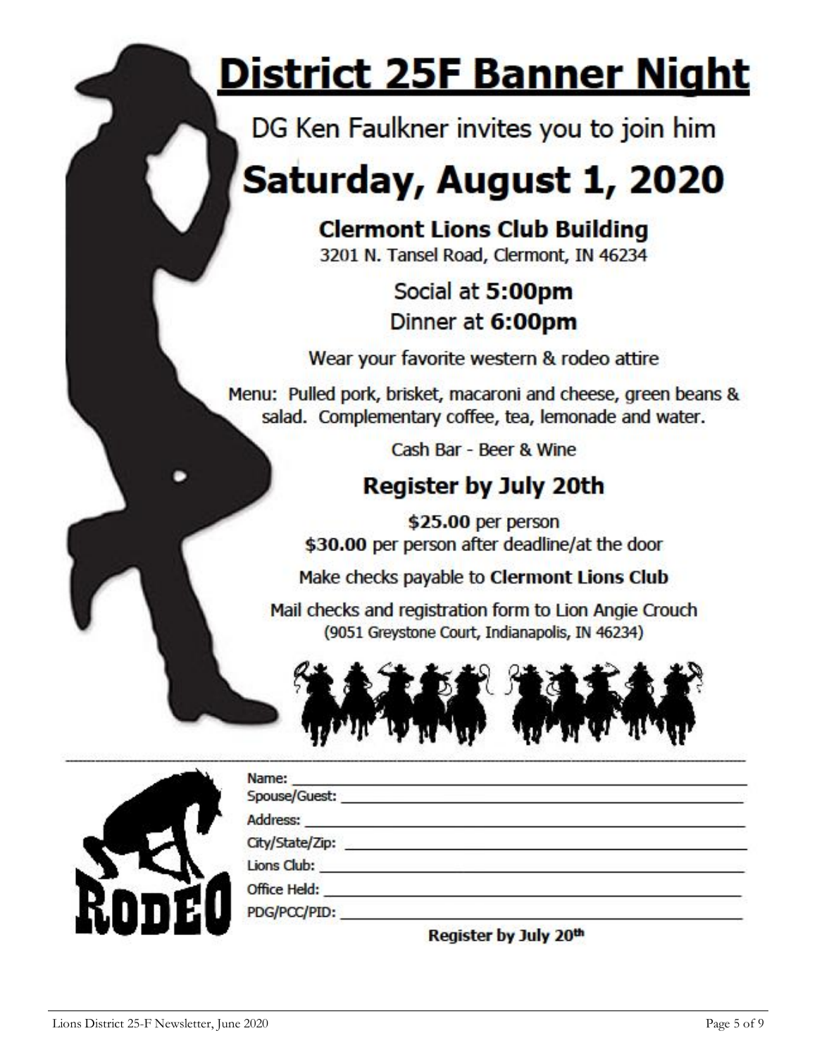# District 25F Banner Night

DG Ken Faulkner invites you to join him

## Saturday, August 1, 2020

**Clermont Lions Club Building**
3201 N. Tansel Road, Clermont, IN 46234

Social at **5:00pm**
Dinner at **6:00pm**

Wear your favorite western & rodeo attire

Menu: Pulled pork, brisket, macaroni and cheese, green beans & salad. Complementary coffee, tea, lemonade and water.

Cash Bar - Beer & Wine

### Register by July 20th

**$25.00** per person
**$30.00** per person after deadline/at the door

Make checks payable to **Clermont Lions Club**

Mail checks and registration form to Lion Angie Crouch
(9051 Greystone Court, Indianapolis, IN 46234)

---

RODEO

Name: ______________________________
Spouse/Guest: ______________________________
Address: ______________________________
City/State/Zip: ______________________________
Lions Club: ______________________________
Office Held: ______________________________
PDG/PCC/PID: ______________________________

**Register by July 20th**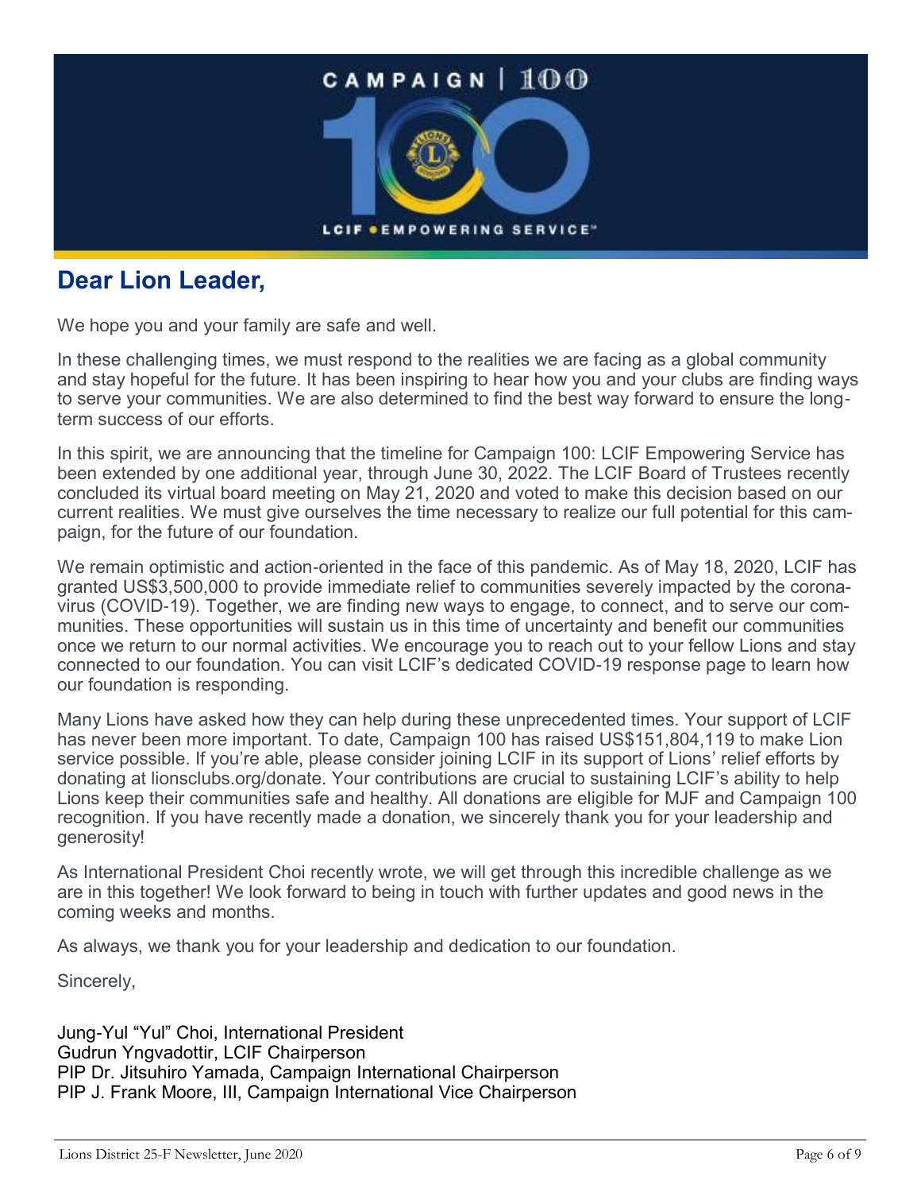CAMPAIGN | 100

LCIF • EMPOWERING SERVICE™

## Dear Lion Leader,

We hope you and your family are safe and well.

In these challenging times, we must respond to the realities we are facing as a global community and stay hopeful for the future. It has been inspiring to hear how you and your clubs are finding ways to serve your communities. We are also determined to find the best way forward to ensure the long-term success of our efforts.

In this spirit, we are announcing that the timeline for Campaign 100: LCIF Empowering Service has been extended by one additional year, through June 30, 2022. The LCIF Board of Trustees recently concluded its virtual board meeting on May 21, 2020 and voted to make this decision based on our current realities. We must give ourselves the time necessary to realize our full potential for this campaign, for the future of our foundation.

We remain optimistic and action-oriented in the face of this pandemic. As of May 18, 2020, LCIF has granted US$3,500,000 to provide immediate relief to communities severely impacted by the coronavirus (COVID-19). Together, we are finding new ways to engage, to connect, and to serve our communities. These opportunities will sustain us in this time of uncertainty and benefit our communities once we return to our normal activities. We encourage you to reach out to your fellow Lions and stay connected to our foundation. You can visit LCIF's dedicated COVID-19 response page to learn how our foundation is responding.

Many Lions have asked how they can help during these unprecedented times. Your support of LCIF has never been more important. To date, Campaign 100 has raised US$151,804,119 to make Lion service possible. If you're able, please consider joining LCIF in its support of Lions' relief efforts by donating at lionsclubs.org/donate. Your contributions are crucial to sustaining LCIF's ability to help Lions keep their communities safe and healthy. All donations are eligible for MJF and Campaign 100 recognition. If you have recently made a donation, we sincerely thank you for your leadership and generosity!

As International President Choi recently wrote, we will get through this incredible challenge as we are in this together! We look forward to being in touch with further updates and good news in the coming weeks and months.

As always, we thank you for your leadership and dedication to our foundation.

Sincerely,

Jung-Yul "Yul" Choi, International President
Gudrun Yngvadottir, LCIF Chairperson
PIP Dr. Jitsuhiro Yamada, Campaign International Chairperson
PIP J. Frank Moore, III, Campaign International Vice Chairperson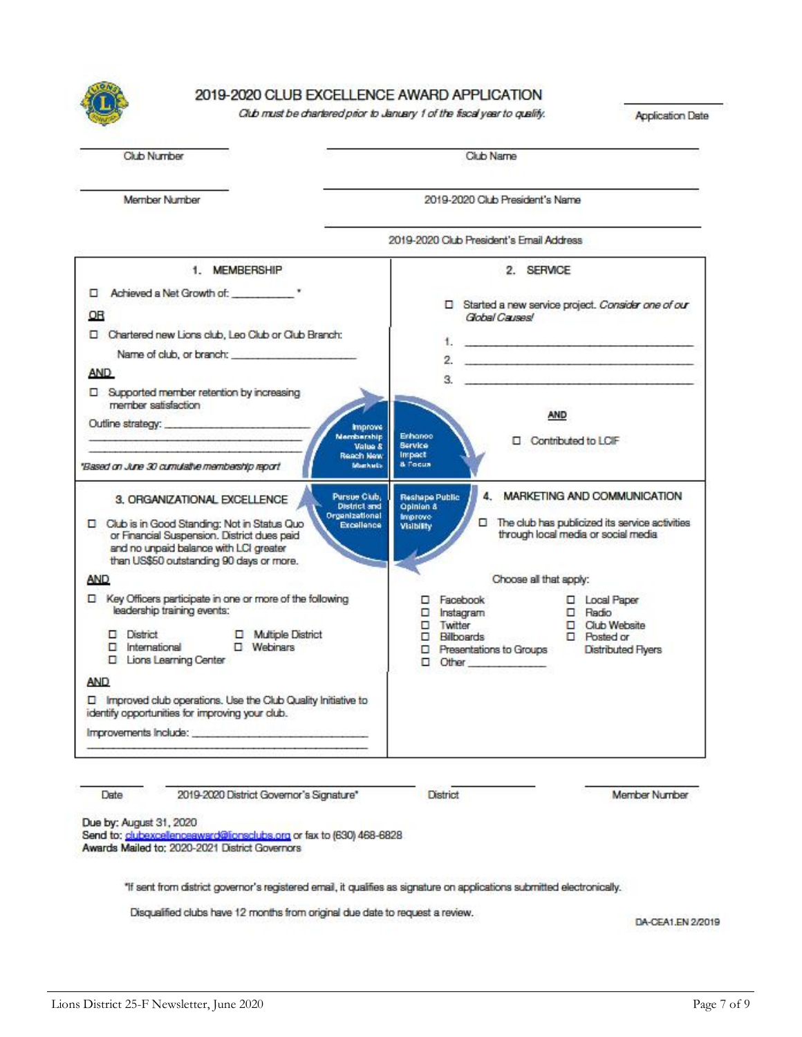# 2019-2020 CLUB EXCELLENCE AWARD APPLICATION

*Club must be chartered prior to January 1 of the fiscal year to qualify.*

________________ Application Date

________________ Club Number

________________ Club Name

________________ Member Number

________________ 2019-2020 Club President's Name

________________ 2019-2020 Club President's Email Address

## 1. MEMBERSHIP

☐ Achieved a Net Growth of: __________ *

**OR**

☐ Chartered new Lions club, Leo Club or Club Branch:

Name of club, or branch: ____________________

**AND**

☐ Supported member retention by increasing member satisfaction

Outline strategy: ____________________

*Based on June 30 cumulative membership report

## 2. SERVICE

☐ Started a new service project. *Consider one of our Global Causes!*

1. ____________________
2. ____________________
3. ____________________

**AND**

☐ Contributed to LCIF

Improve Membership Value & Reach New Markets

Enhance Service Impact & Focus

Pursue Club, District and Organizational Excellence

Reshape Public Opinion & Improve Visibility

## 3. ORGANIZATIONAL EXCELLENCE

☐ Club is in Good Standing: Not in Status Quo or Financial Suspension. District dues paid and no unpaid balance with LCI greater than US$50 outstanding 90 days or more.

**AND**

☐ Key Officers participate in one or more of the following leadership training events:

- ☐ District
- ☐ Multiple District
- ☐ International
- ☐ Webinars
- ☐ Lions Learning Center

**AND**

☐ Improved club operations. Use the Club Quality Initiative to identify opportunities for improving your club.

Improvements Include: ____________________

## 4. MARKETING AND COMMUNICATION

☐ The club has publicized its service activities through local media or social media

Choose all that apply:

- ☐ Facebook
- ☐ Instagram
- ☐ Twitter
- ☐ Billboards
- ☐ Presentations to Groups
- ☐ Other ____________
- ☐ Local Paper
- ☐ Radio
- ☐ Club Website
- ☐ Posted or Distributed Flyers

________ Date

________________ 2019-2020 District Governor's Signature*

________ District

________ Member Number

**Due by:** August 31, 2020
**Send to:** clubexcellenceaward@lionsclubs.org or fax to (630) 468-6828
**Awards Mailed to:** 2020-2021 District Governors

*If sent from district governor's registered email, it qualifies as signature on applications submitted electronically.

Disqualified clubs have 12 months from original due date to request a review.

DA-CEA1.EN 2/2019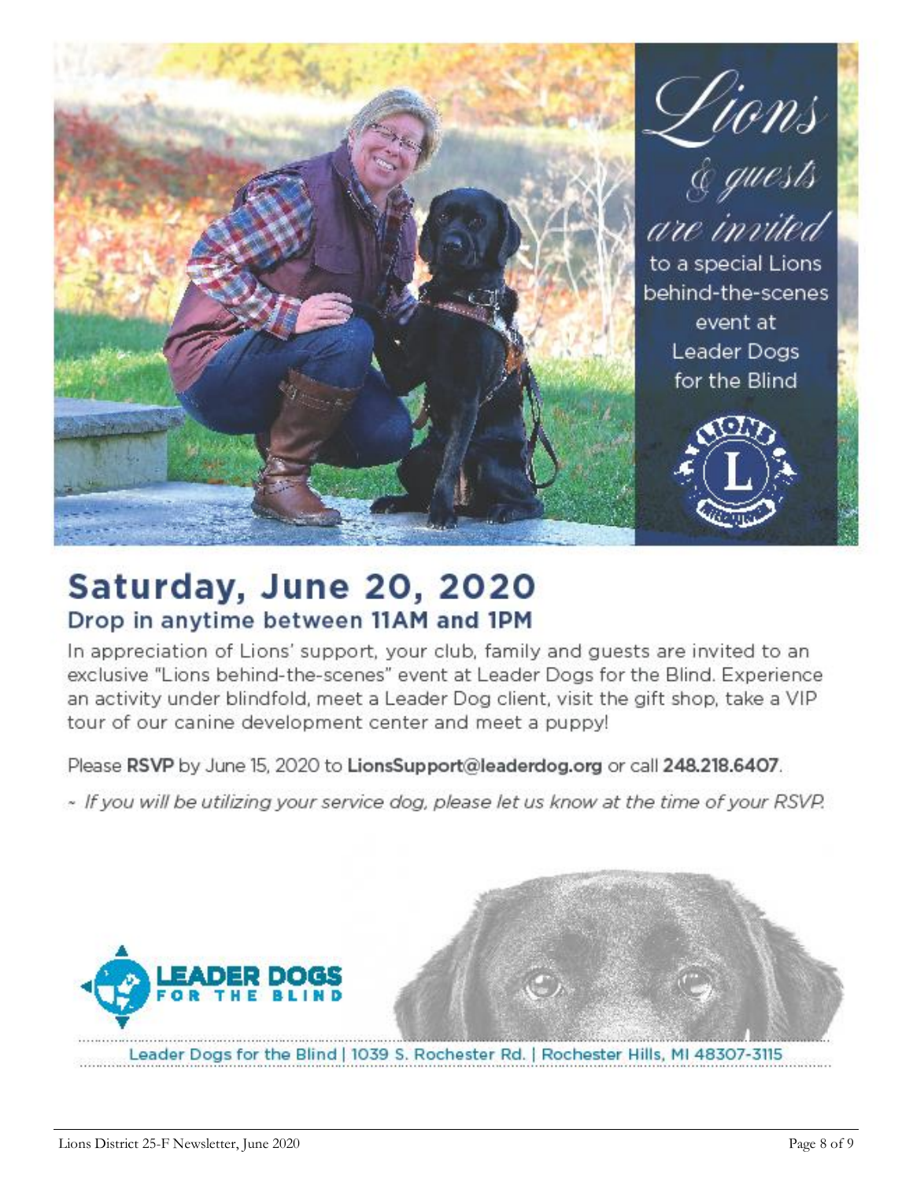*Lions & guests are invited* to a special Lions behind-the-scenes event at Leader Dogs for the Blind

## Saturday, June 20, 2020

### Drop in anytime between 11AM and 1PM

In appreciation of Lions' support, your club, family and guests are invited to an exclusive "Lions behind-the-scenes" event at Leader Dogs for the Blind. Experience an activity under blindfold, meet a Leader Dog client, visit the gift shop, take a VIP tour of our canine development center and meet a puppy!

Please **RSVP** by June 15, 2020 to **LionsSupport@leaderdog.org** or call **248.218.6407**.

~ *If you will be utilizing your service dog, please let us know at the time of your RSVP.*

LEADER DOGS FOR THE BLIND

Leader Dogs for the Blind | 1039 S. Rochester Rd. | Rochester Hills, MI 48307-3115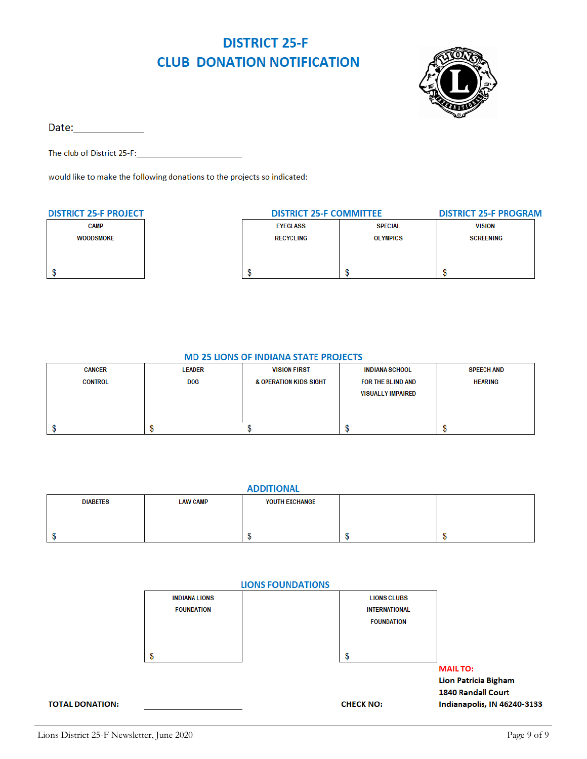# DISTRICT 25-F
# CLUB DONATION NOTIFICATION

Date:_______________

The club of District 25-F:_________________________

would like to make the following donations to the projects so indicated:

| DISTRICT 25-F PROJECT | | DISTRICT 25-F COMMITTEE | | DISTRICT 25-F PROGRAM |
|---|---|---|---|---|
| CAMP WOODSMOKE | | EYEGLASS RECYCLING | SPECIAL OLYMPICS | VISION SCREENING |
| $ | | $ | $ | $ |

## MD 25 LIONS OF INDIANA STATE PROJECTS

| CANCER CONTROL | LEADER DOG | VISION FIRST & OPERATION KIDS SIGHT | INDIANA SCHOOL FOR THE BLIND AND VISUALLY IMPAIRED | SPEECH AND HEARING |
|---|---|---|---|---|
| $ | $ | $ | $ | $ |

## ADDITIONAL

| DIABETES | LAW CAMP | YOUTH EXCHANGE | | |
|---|---|---|---|---|
| $ | | $ | $ | $ |

## LIONS FOUNDATIONS

| INDIANA LIONS FOUNDATION | | LIONS CLUBS INTERNATIONAL FOUNDATION |
|---|---|---|
| $ | | $ |

**TOTAL DONATION:** _______________

**CHECK NO:**

**MAIL TO:**
**Lion Patricia Bigham**
**1840 Randall Court**
**Indianapolis, IN 46240-3133**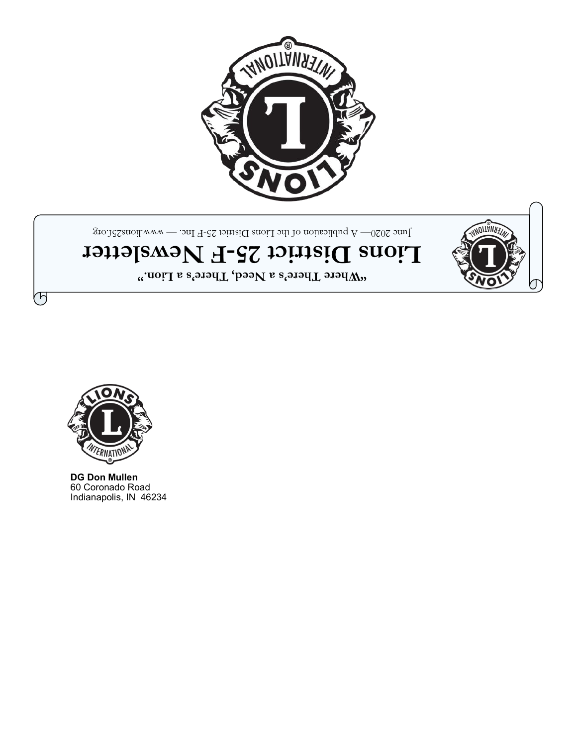“Where There’s a Need, There’s a Lion.”

# Lions District 25-F Newsletter

June 2020— A publication of the Lions District 25-F Inc. — www.lions25f.org

**DG Don Mullen**
60 Coronado Road
Indianapolis, IN 46234